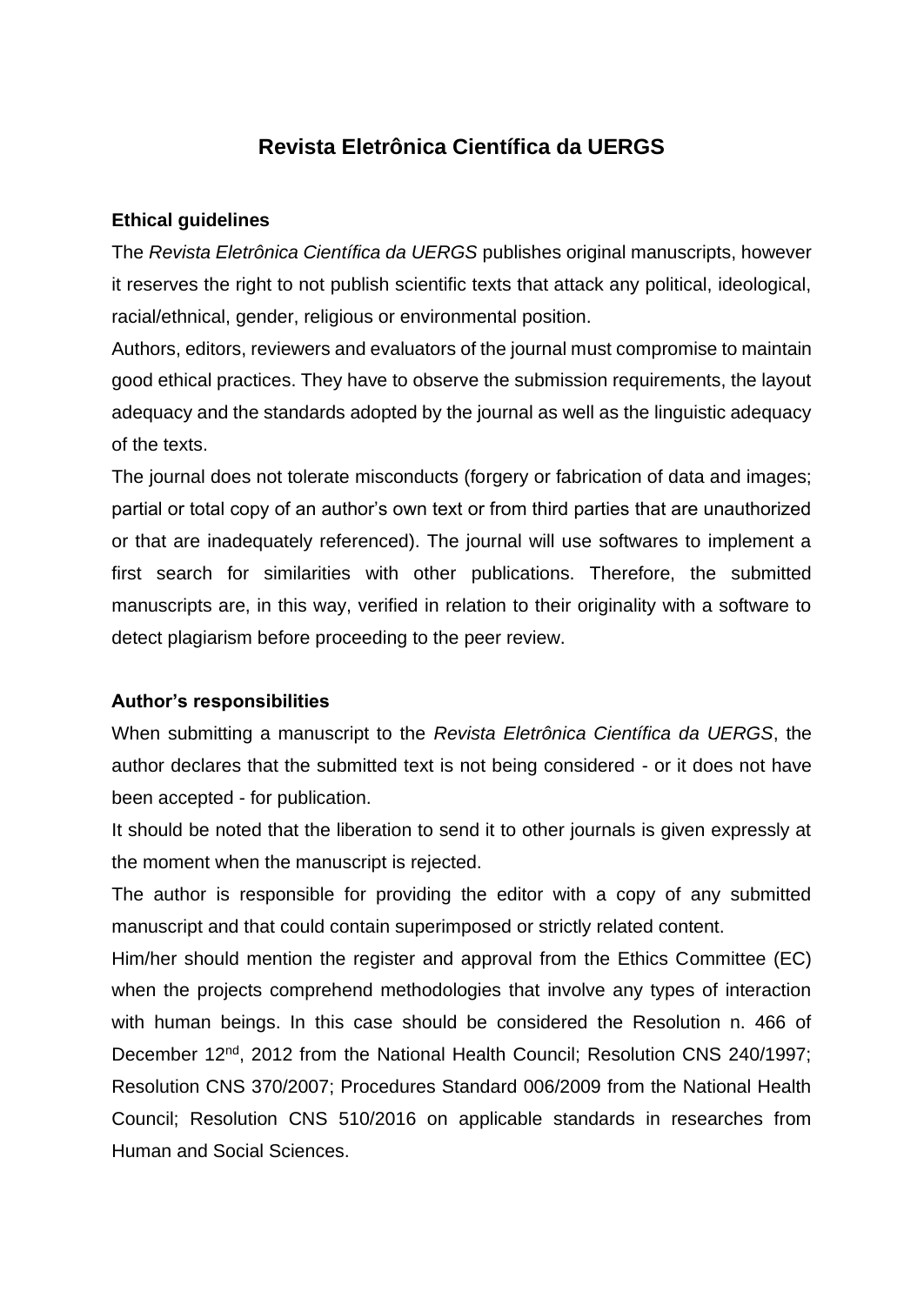# Revista Eletrônica Científica da UERGS

### Ethical guidelines

The *Revista Eletrônica Científica da UERGS* publishes original manuscripts, however it reserves the right to not publish scientific texts that attack any political, ideological, racial/ethnical, gender, religious or environmental position.

Authors, editors, reviewers and evaluators of the journal must compromise to maintain good ethical practices. They have to observe the submission requirements, the layout adequacy and the standards adopted by the journal as well as the linguistic adequacy of the texts.

The journal does not tolerate misconducts (forgery or fabrication of data and images; partial or total copy of an author's own text or from third parties that are unauthorized or that are inadequately referenced). The journal will use softwares to implement a first search for similarities with other publications. Therefore, the submitted manuscripts are, in this way, verified in relation to their originality with a software to detect plagiarism before proceeding to the peer review.

### Author's responsibilities

When submitting a manuscript to the *Revista Eletrônica Científica da UERGS*, the author declares that the submitted text is not being considered - or it does not have been accepted - for publication.

It should be noted that the liberation to send it to other journals is given expressly at the moment when the manuscript is rejected.

The author is responsible for providing the editor with a copy of any submitted manuscript and that could contain superimposed or strictly related content.

Him/her should mention the register and approval from the Ethics Committee (EC) when the projects comprehend methodologies that involve any types of interaction with human beings. In this case should be considered the Resolution n. 466 of December 12nd, 2012 from the National Health Council; Resolution CNS 240/1997; Resolution CNS 370/2007; Procedures Standard 006/2009 from the National Health Council; Resolution CNS 510/2016 on applicable standards in researches from Human and Social Sciences.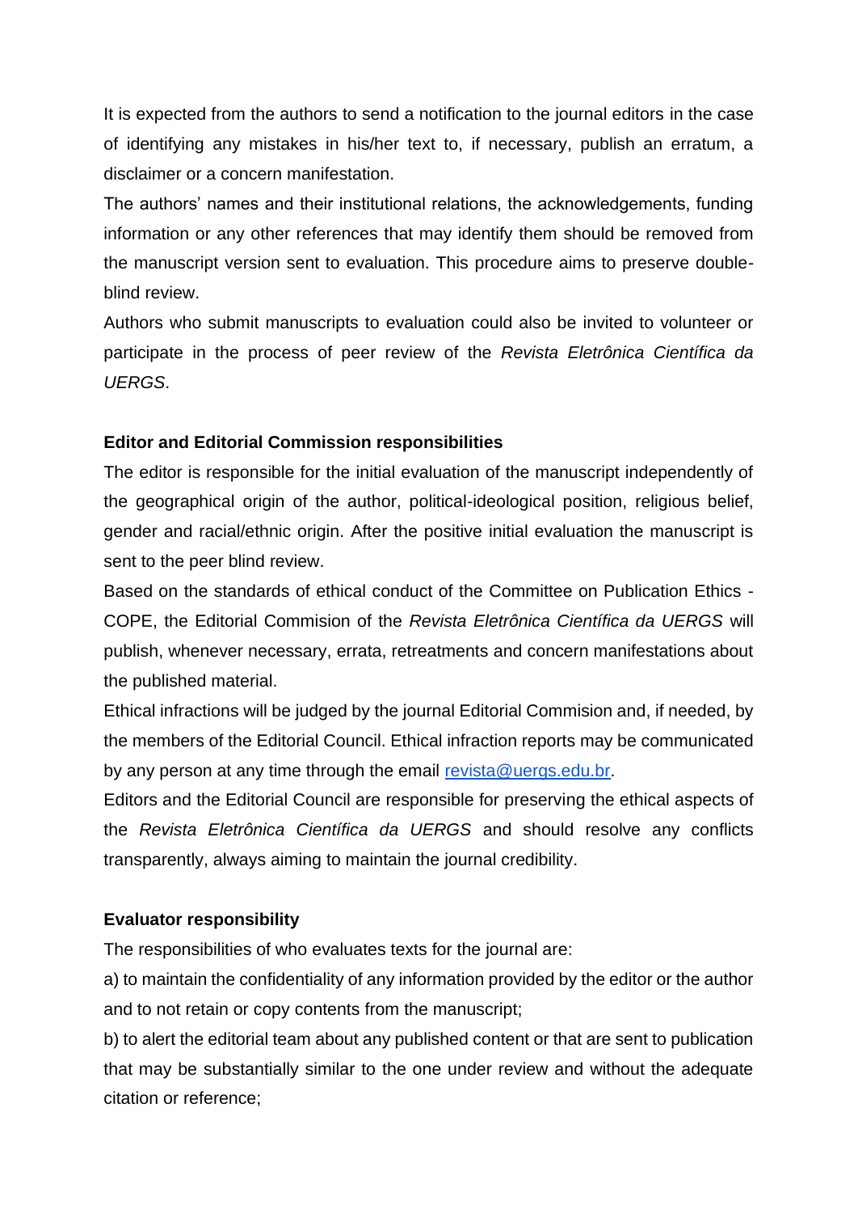It is expected from the authors to send a notification to the journal editors in the case of identifying any mistakes in his/her text to, if necessary, publish an erratum, a disclaimer or a concern manifestation.

The authors' names and their institutional relations, the acknowledgements, funding information or any other references that may identify them should be removed from the manuscript version sent to evaluation. This procedure aims to preserve double-blind review.

Authors who submit manuscripts to evaluation could also be invited to volunteer or participate in the process of peer review of the *Revista Eletrônica Científica da UERGS*.

**Editor and Editorial Commission responsibilities**

The editor is responsible for the initial evaluation of the manuscript independently of the geographical origin of the author, political-ideological position, religious belief, gender and racial/ethnic origin. After the positive initial evaluation the manuscript is sent to the peer blind review.

Based on the standards of ethical conduct of the Committee on Publication Ethics - COPE, the Editorial Commision of the *Revista Eletrônica Científica da UERGS* will publish, whenever necessary, errata, retreatments and concern manifestations about the published material.

Ethical infractions will be judged by the journal Editorial Commision and, if needed, by the members of the Editorial Council. Ethical infraction reports may be communicated by any person at any time through the email [revista@uergs.edu.br](mailto:revista@uergs.edu.br).

Editors and the Editorial Council are responsible for preserving the ethical aspects of the *Revista Eletrônica Científica da UERGS* and should resolve any conflicts transparently, always aiming to maintain the journal credibility.

**Evaluator responsibility**

The responsibilities of who evaluates texts for the journal are:

a) to maintain the confidentiality of any information provided by the editor or the author and to not retain or copy contents from the manuscript;

b) to alert the editorial team about any published content or that are sent to publication that may be substantially similar to the one under review and without the adequate citation or reference;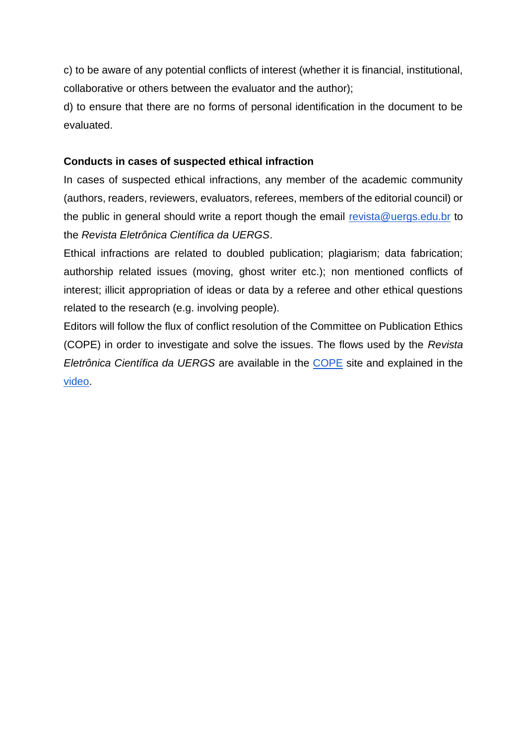c) to be aware of any potential conflicts of interest (whether it is financial, institutional, collaborative or others between the evaluator and the author);

d) to ensure that there are no forms of personal identification in the document to be evaluated.

**Conducts in cases of suspected ethical infraction**

In cases of suspected ethical infractions, any member of the academic community (authors, readers, reviewers, evaluators, referees, members of the editorial council) or the public in general should write a report though the email revista@uergs.edu.br to the *Revista Eletrônica Científica da UERGS*.

Ethical infractions are related to doubled publication; plagiarism; data fabrication; authorship related issues (moving, ghost writer etc.); non mentioned conflicts of interest; illicit appropriation of ideas or data by a referee and other ethical questions related to the research (e.g. involving people).

Editors will follow the flux of conflict resolution of the Committee on Publication Ethics (COPE) in order to investigate and solve the issues. The flows used by the *Revista Eletrônica Científica da UERGS* are available in the COPE site and explained in the video.